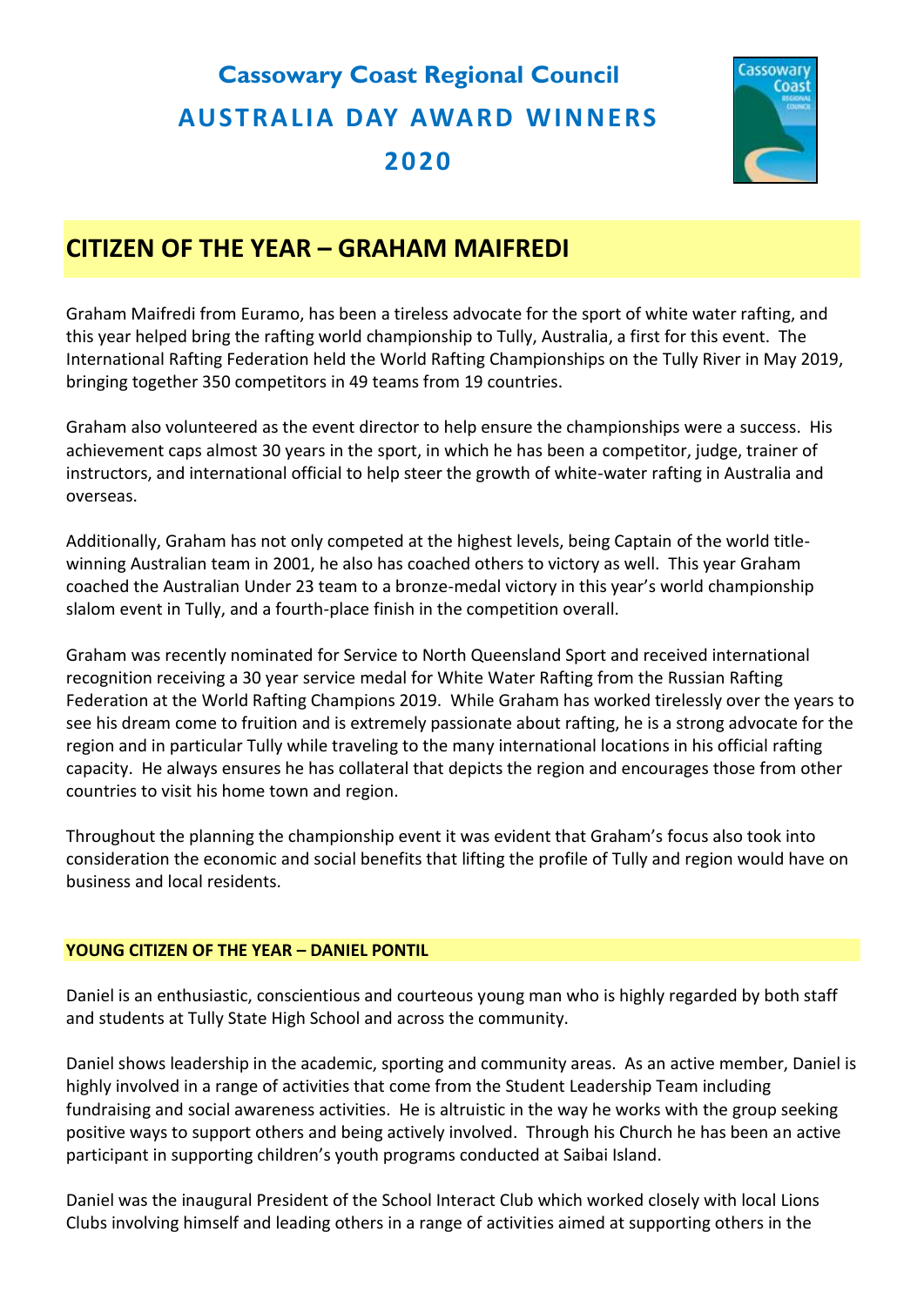# Cassowary Coast Regional Council

# AUSTRALIA DAY AWARD WINNERS

# 2020

## CITIZEN OF THE YEAR – GRAHAM MAIFREDI

Graham Maifredi from Euramo, has been a tireless advocate for the sport of white water rafting, and this year helped bring the rafting world championship to Tully, Australia, a first for this event. The International Rafting Federation held the World Rafting Championships on the Tully River in May 2019, bringing together 350 competitors in 49 teams from 19 countries.

Graham also volunteered as the event director to help ensure the championships were a success. His achievement caps almost 30 years in the sport, in which he has been a competitor, judge, trainer of instructors, and international official to help steer the growth of white-water rafting in Australia and overseas.

Additionally, Graham has not only competed at the highest levels, being Captain of the world title-winning Australian team in 2001, he also has coached others to victory as well. This year Graham coached the Australian Under 23 team to a bronze-medal victory in this year's world championship slalom event in Tully, and a fourth-place finish in the competition overall.

Graham was recently nominated for Service to North Queensland Sport and received international recognition receiving a 30 year service medal for White Water Rafting from the Russian Rafting Federation at the World Rafting Champions 2019. While Graham has worked tirelessly over the years to see his dream come to fruition and is extremely passionate about rafting, he is a strong advocate for the region and in particular Tully while traveling to the many international locations in his official rafting capacity. He always ensures he has collateral that depicts the region and encourages those from other countries to visit his home town and region.

Throughout the planning the championship event it was evident that Graham's focus also took into consideration the economic and social benefits that lifting the profile of Tully and region would have on business and local residents.

### YOUNG CITIZEN OF THE YEAR – DANIEL PONTIL

Daniel is an enthusiastic, conscientious and courteous young man who is highly regarded by both staff and students at Tully State High School and across the community.

Daniel shows leadership in the academic, sporting and community areas. As an active member, Daniel is highly involved in a range of activities that come from the Student Leadership Team including fundraising and social awareness activities. He is altruistic in the way he works with the group seeking positive ways to support others and being actively involved. Through his Church he has been an active participant in supporting children's youth programs conducted at Saibai Island.

Daniel was the inaugural President of the School Interact Club which worked closely with local Lions Clubs involving himself and leading others in a range of activities aimed at supporting others in the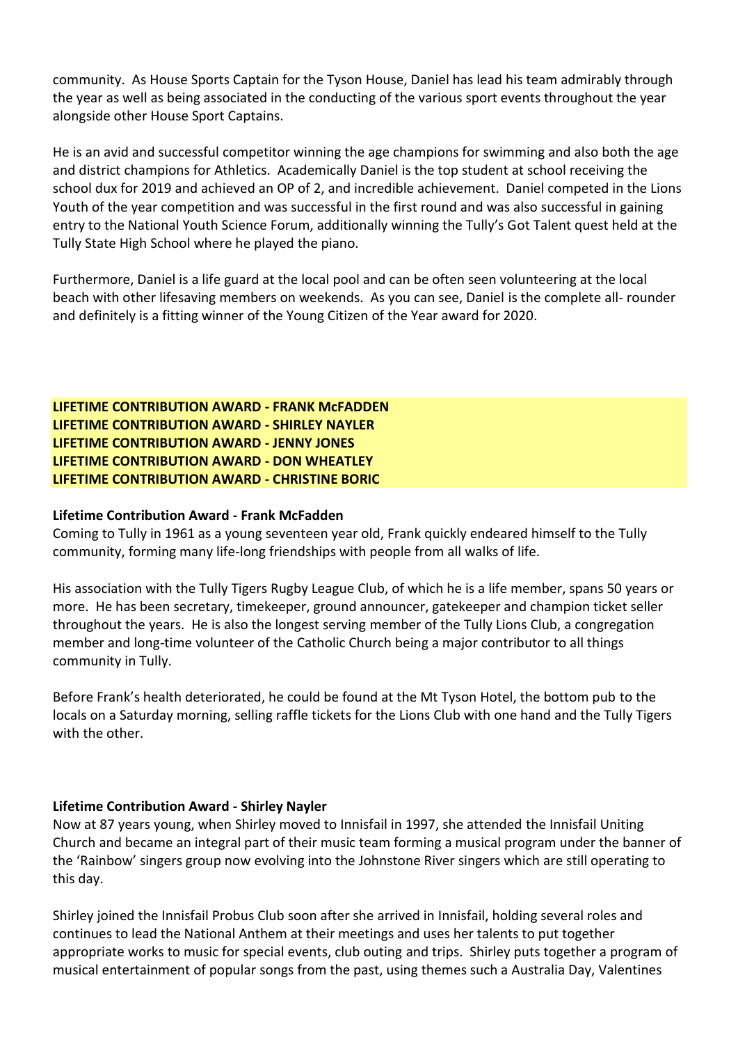community. As House Sports Captain for the Tyson House, Daniel has lead his team admirably through the year as well as being associated in the conducting of the various sport events throughout the year alongside other House Sport Captains.

He is an avid and successful competitor winning the age champions for swimming and also both the age and district champions for Athletics. Academically Daniel is the top student at school receiving the school dux for 2019 and achieved an OP of 2, and incredible achievement. Daniel competed in the Lions Youth of the year competition and was successful in the first round and was also successful in gaining entry to the National Youth Science Forum, additionally winning the Tully's Got Talent quest held at the Tully State High School where he played the piano.

Furthermore, Daniel is a life guard at the local pool and can be often seen volunteering at the local beach with other lifesaving members on weekends. As you can see, Daniel is the complete all- rounder and definitely is a fitting winner of the Young Citizen of the Year award for 2020.

**LIFETIME CONTRIBUTION AWARD - FRANK McFADDEN**
**LIFETIME CONTRIBUTION AWARD - SHIRLEY NAYLER**
**LIFETIME CONTRIBUTION AWARD - JENNY JONES**
**LIFETIME CONTRIBUTION AWARD - DON WHEATLEY**
**LIFETIME CONTRIBUTION AWARD - CHRISTINE BORIC**

**Lifetime Contribution Award - Frank McFadden**

Coming to Tully in 1961 as a young seventeen year old, Frank quickly endeared himself to the Tully community, forming many life-long friendships with people from all walks of life.

His association with the Tully Tigers Rugby League Club, of which he is a life member, spans 50 years or more. He has been secretary, timekeeper, ground announcer, gatekeeper and champion ticket seller throughout the years. He is also the longest serving member of the Tully Lions Club, a congregation member and long-time volunteer of the Catholic Church being a major contributor to all things community in Tully.

Before Frank's health deteriorated, he could be found at the Mt Tyson Hotel, the bottom pub to the locals on a Saturday morning, selling raffle tickets for the Lions Club with one hand and the Tully Tigers with the other.

**Lifetime Contribution Award - Shirley Nayler**

Now at 87 years young, when Shirley moved to Innisfail in 1997, she attended the Innisfail Uniting Church and became an integral part of their music team forming a musical program under the banner of the 'Rainbow' singers group now evolving into the Johnstone River singers which are still operating to this day.

Shirley joined the Innisfail Probus Club soon after she arrived in Innisfail, holding several roles and continues to lead the National Anthem at their meetings and uses her talents to put together appropriate works to music for special events, club outing and trips. Shirley puts together a program of musical entertainment of popular songs from the past, using themes such a Australia Day, Valentines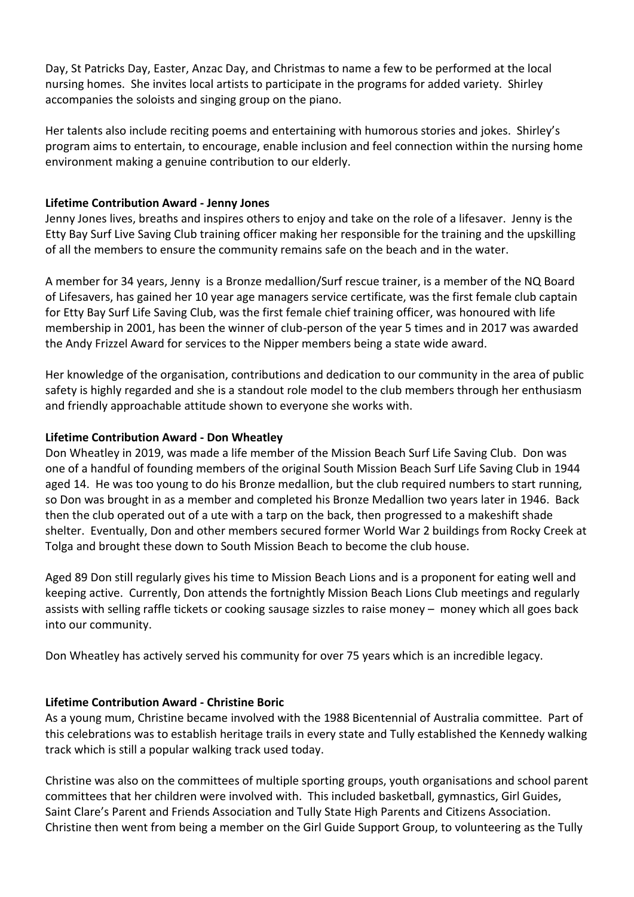Day, St Patricks Day, Easter, Anzac Day, and Christmas to name a few to be performed at the local nursing homes. She invites local artists to participate in the programs for added variety. Shirley accompanies the soloists and singing group on the piano.

Her talents also include reciting poems and entertaining with humorous stories and jokes. Shirley's program aims to entertain, to encourage, enable inclusion and feel connection within the nursing home environment making a genuine contribution to our elderly.

**Lifetime Contribution Award - Jenny Jones**

Jenny Jones lives, breaths and inspires others to enjoy and take on the role of a lifesaver. Jenny is the Etty Bay Surf Live Saving Club training officer making her responsible for the training and the upskilling of all the members to ensure the community remains safe on the beach and in the water.

A member for 34 years, Jenny is a Bronze medallion/Surf rescue trainer, is a member of the NQ Board of Lifesavers, has gained her 10 year age managers service certificate, was the first female club captain for Etty Bay Surf Life Saving Club, was the first female chief training officer, was honoured with life membership in 2001, has been the winner of club-person of the year 5 times and in 2017 was awarded the Andy Frizzel Award for services to the Nipper members being a state wide award.

Her knowledge of the organisation, contributions and dedication to our community in the area of public safety is highly regarded and she is a standout role model to the club members through her enthusiasm and friendly approachable attitude shown to everyone she works with.

**Lifetime Contribution Award - Don Wheatley**

Don Wheatley in 2019, was made a life member of the Mission Beach Surf Life Saving Club. Don was one of a handful of founding members of the original South Mission Beach Surf Life Saving Club in 1944 aged 14. He was too young to do his Bronze medallion, but the club required numbers to start running, so Don was brought in as a member and completed his Bronze Medallion two years later in 1946. Back then the club operated out of a ute with a tarp on the back, then progressed to a makeshift shade shelter. Eventually, Don and other members secured former World War 2 buildings from Rocky Creek at Tolga and brought these down to South Mission Beach to become the club house.

Aged 89 Don still regularly gives his time to Mission Beach Lions and is a proponent for eating well and keeping active. Currently, Don attends the fortnightly Mission Beach Lions Club meetings and regularly assists with selling raffle tickets or cooking sausage sizzles to raise money – money which all goes back into our community.

Don Wheatley has actively served his community for over 75 years which is an incredible legacy.

**Lifetime Contribution Award - Christine Boric**

As a young mum, Christine became involved with the 1988 Bicentennial of Australia committee. Part of this celebrations was to establish heritage trails in every state and Tully established the Kennedy walking track which is still a popular walking track used today.

Christine was also on the committees of multiple sporting groups, youth organisations and school parent committees that her children were involved with. This included basketball, gymnastics, Girl Guides, Saint Clare's Parent and Friends Association and Tully State High Parents and Citizens Association. Christine then went from being a member on the Girl Guide Support Group, to volunteering as the Tully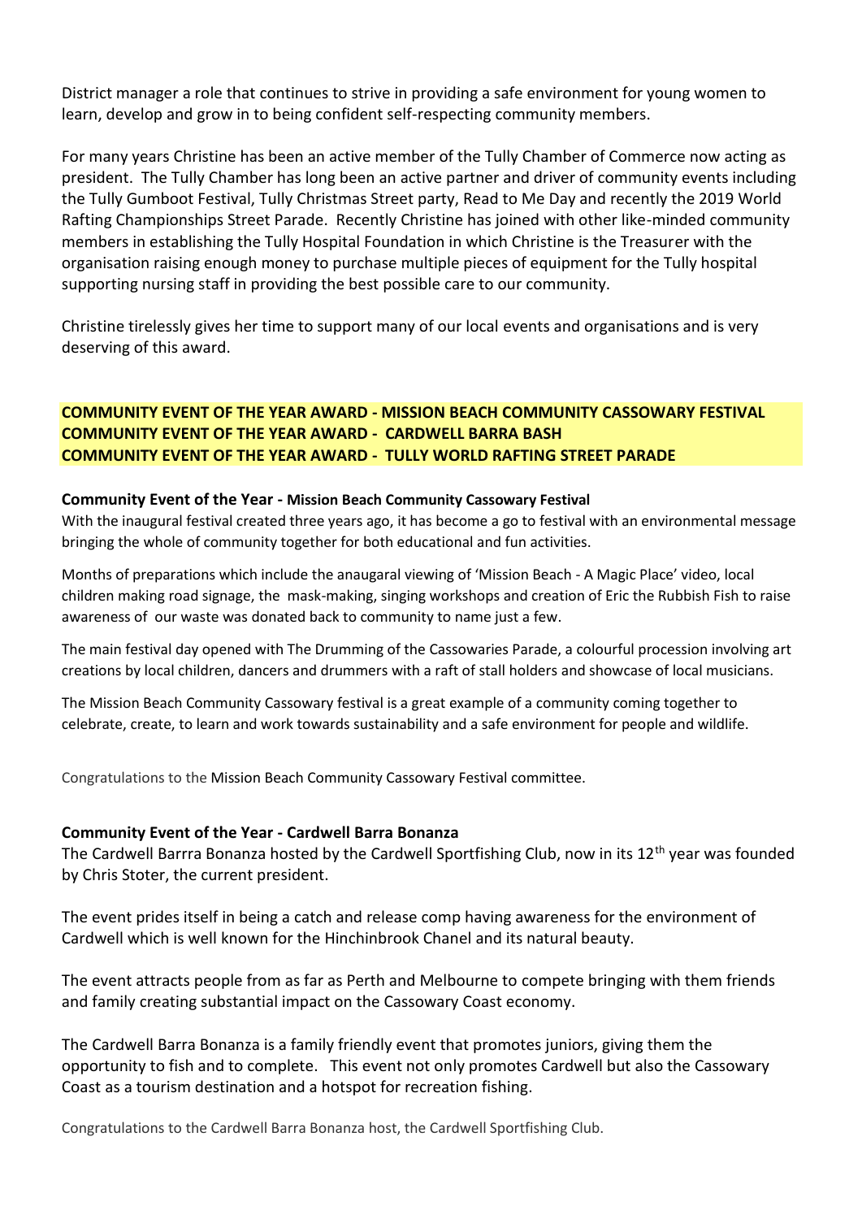District manager a role that continues to strive in providing a safe environment for young women to learn, develop and grow in to being confident self-respecting community members.

For many years Christine has been an active member of the Tully Chamber of Commerce now acting as president. The Tully Chamber has long been an active partner and driver of community events including the Tully Gumboot Festival, Tully Christmas Street party, Read to Me Day and recently the 2019 World Rafting Championships Street Parade. Recently Christine has joined with other like-minded community members in establishing the Tully Hospital Foundation in which Christine is the Treasurer with the organisation raising enough money to purchase multiple pieces of equipment for the Tully hospital supporting nursing staff in providing the best possible care to our community.

Christine tirelessly gives her time to support many of our local events and organisations and is very deserving of this award.

**COMMUNITY EVENT OF THE YEAR AWARD - MISSION BEACH COMMUNITY CASSOWARY FESTIVAL**
**COMMUNITY EVENT OF THE YEAR AWARD - CARDWELL BARRA BASH**
**COMMUNITY EVENT OF THE YEAR AWARD - TULLY WORLD RAFTING STREET PARADE**

**Community Event of the Year - Mission Beach Community Cassowary Festival**

With the inaugural festival created three years ago, it has become a go to festival with an environmental message bringing the whole of community together for both educational and fun activities.

Months of preparations which include the anaugaral viewing of 'Mission Beach - A Magic Place' video, local children making road signage, the mask-making, singing workshops and creation of Eric the Rubbish Fish to raise awareness of our waste was donated back to community to name just a few.

The main festival day opened with The Drumming of the Cassowaries Parade, a colourful procession involving art creations by local children, dancers and drummers with a raft of stall holders and showcase of local musicians.

The Mission Beach Community Cassowary festival is a great example of a community coming together to celebrate, create, to learn and work towards sustainability and a safe environment for people and wildlife.

Congratulations to the Mission Beach Community Cassowary Festival committee.

**Community Event of the Year - Cardwell Barra Bonanza**

The Cardwell Barrra Bonanza hosted by the Cardwell Sportfishing Club, now in its 12th year was founded by Chris Stoter, the current president.

The event prides itself in being a catch and release comp having awareness for the environment of Cardwell which is well known for the Hinchinbrook Chanel and its natural beauty.

The event attracts people from as far as Perth and Melbourne to compete bringing with them friends and family creating substantial impact on the Cassowary Coast economy.

The Cardwell Barra Bonanza is a family friendly event that promotes juniors, giving them the opportunity to fish and to complete. This event not only promotes Cardwell but also the Cassowary Coast as a tourism destination and a hotspot for recreation fishing.

Congratulations to the Cardwell Barra Bonanza host, the Cardwell Sportfishing Club.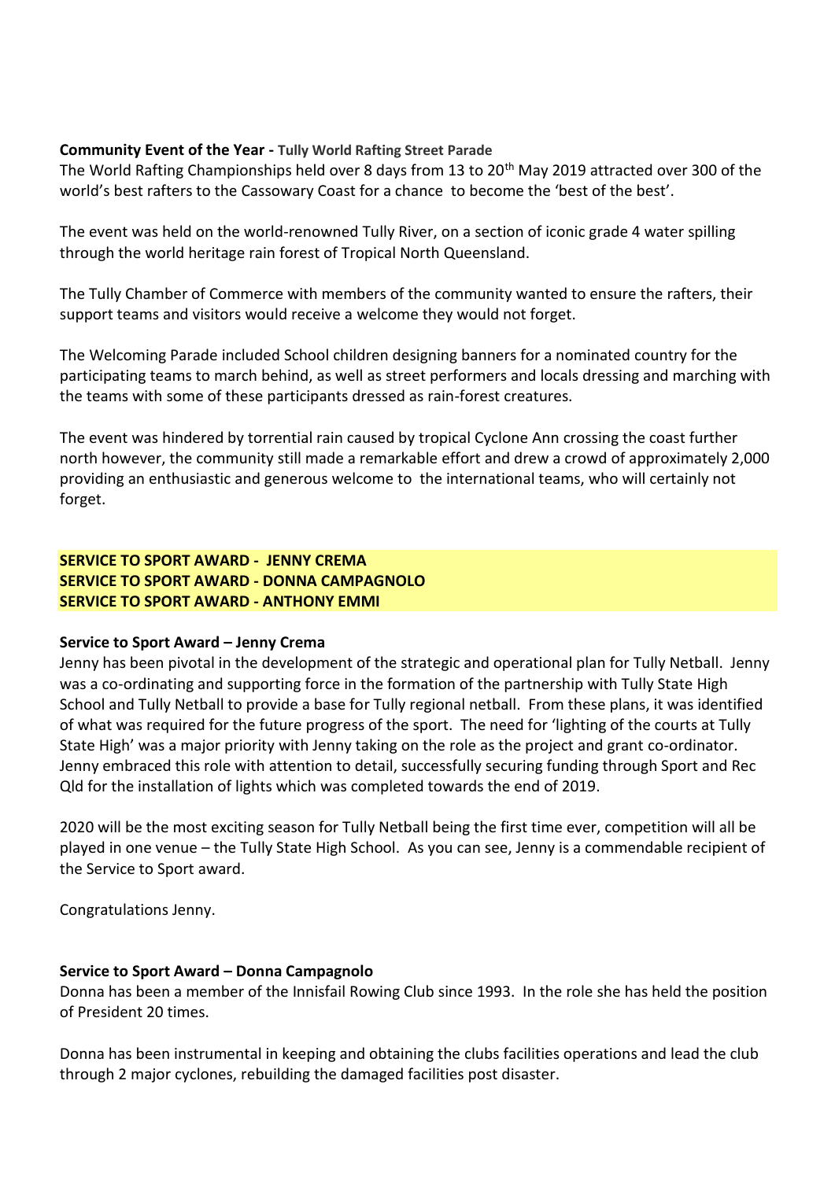**Community Event of the Year - Tully World Rafting Street Parade**

The World Rafting Championships held over 8 days from 13 to 20th May 2019 attracted over 300 of the world's best rafters to the Cassowary Coast for a chance to become the 'best of the best'.

The event was held on the world-renowned Tully River, on a section of iconic grade 4 water spilling through the world heritage rain forest of Tropical North Queensland.

The Tully Chamber of Commerce with members of the community wanted to ensure the rafters, their support teams and visitors would receive a welcome they would not forget.

The Welcoming Parade included School children designing banners for a nominated country for the participating teams to march behind, as well as street performers and locals dressing and marching with the teams with some of these participants dressed as rain-forest creatures.

The event was hindered by torrential rain caused by tropical Cyclone Ann crossing the coast further north however, the community still made a remarkable effort and drew a crowd of approximately 2,000 providing an enthusiastic and generous welcome to the international teams, who will certainly not forget.

**SERVICE TO SPORT AWARD - JENNY CREMA**
**SERVICE TO SPORT AWARD - DONNA CAMPAGNOLO**
**SERVICE TO SPORT AWARD - ANTHONY EMMI**

**Service to Sport Award – Jenny Crema**

Jenny has been pivotal in the development of the strategic and operational plan for Tully Netball. Jenny was a co-ordinating and supporting force in the formation of the partnership with Tully State High School and Tully Netball to provide a base for Tully regional netball. From these plans, it was identified of what was required for the future progress of the sport. The need for 'lighting of the courts at Tully State High' was a major priority with Jenny taking on the role as the project and grant co-ordinator. Jenny embraced this role with attention to detail, successfully securing funding through Sport and Rec Qld for the installation of lights which was completed towards the end of 2019.

2020 will be the most exciting season for Tully Netball being the first time ever, competition will all be played in one venue – the Tully State High School. As you can see, Jenny is a commendable recipient of the Service to Sport award.

Congratulations Jenny.

**Service to Sport Award – Donna Campagnolo**

Donna has been a member of the Innisfail Rowing Club since 1993. In the role she has held the position of President 20 times.

Donna has been instrumental in keeping and obtaining the clubs facilities operations and lead the club through 2 major cyclones, rebuilding the damaged facilities post disaster.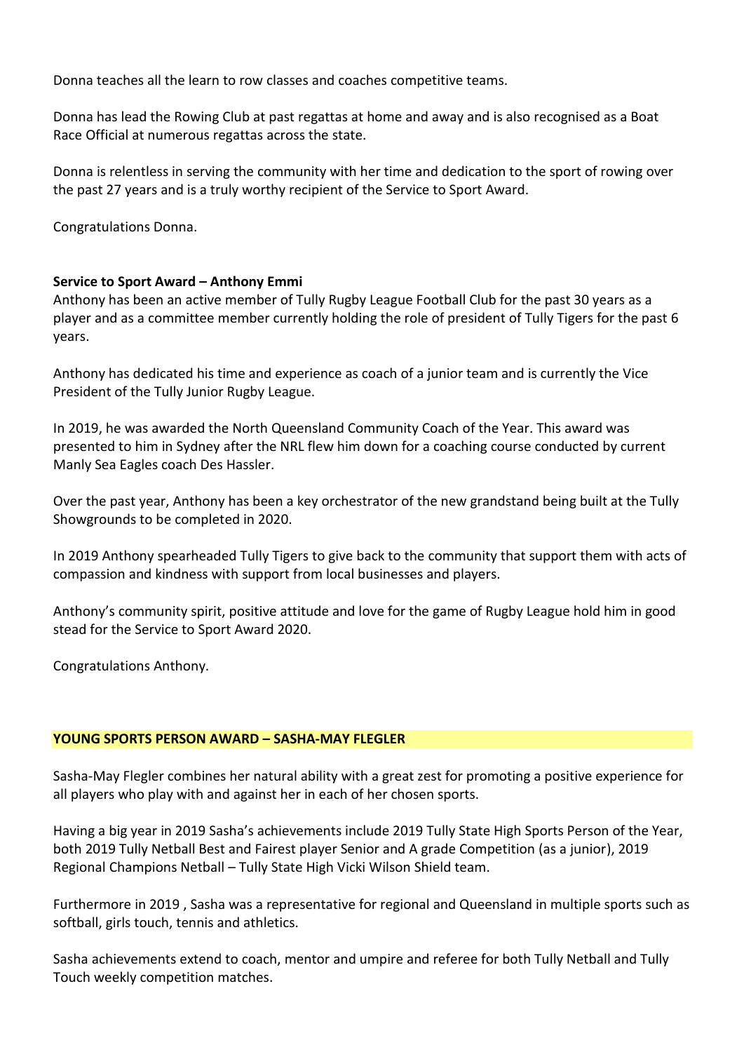Donna teaches all the learn to row classes and coaches competitive teams.

Donna has lead the Rowing Club at past regattas at home and away and is also recognised as a Boat Race Official at numerous regattas across the state.

Donna is relentless in serving the community with her time and dedication to the sport of rowing over the past 27 years and is a truly worthy recipient of the Service to Sport Award.

Congratulations Donna.

**Service to Sport Award – Anthony Emmi**

Anthony has been an active member of Tully Rugby League Football Club for the past 30 years as a player and as a committee member currently holding the role of president of Tully Tigers for the past 6 years.

Anthony has dedicated his time and experience as coach of a junior team and is currently the Vice President of the Tully Junior Rugby League.

In 2019, he was awarded the North Queensland Community Coach of the Year. This award was presented to him in Sydney after the NRL flew him down for a coaching course conducted by current Manly Sea Eagles coach Des Hassler.

Over the past year, Anthony has been a key orchestrator of the new grandstand being built at the Tully Showgrounds to be completed in 2020.

In 2019 Anthony spearheaded Tully Tigers to give back to the community that support them with acts of compassion and kindness with support from local businesses and players.

Anthony's community spirit, positive attitude and love for the game of Rugby League hold him in good stead for the Service to Sport Award 2020.

Congratulations Anthony.

**YOUNG SPORTS PERSON AWARD – SASHA-MAY FLEGLER**

Sasha-May Flegler combines her natural ability with a great zest for promoting a positive experience for all players who play with and against her in each of her chosen sports.

Having a big year in 2019 Sasha's achievements include 2019 Tully State High Sports Person of the Year, both 2019 Tully Netball Best and Fairest player Senior and A grade Competition (as a junior), 2019 Regional Champions Netball – Tully State High Vicki Wilson Shield team.

Furthermore in 2019 , Sasha was a representative for regional and Queensland in multiple sports such as softball, girls touch, tennis and athletics.

Sasha achievements extend to coach, mentor and umpire and referee for both Tully Netball and Tully Touch weekly competition matches.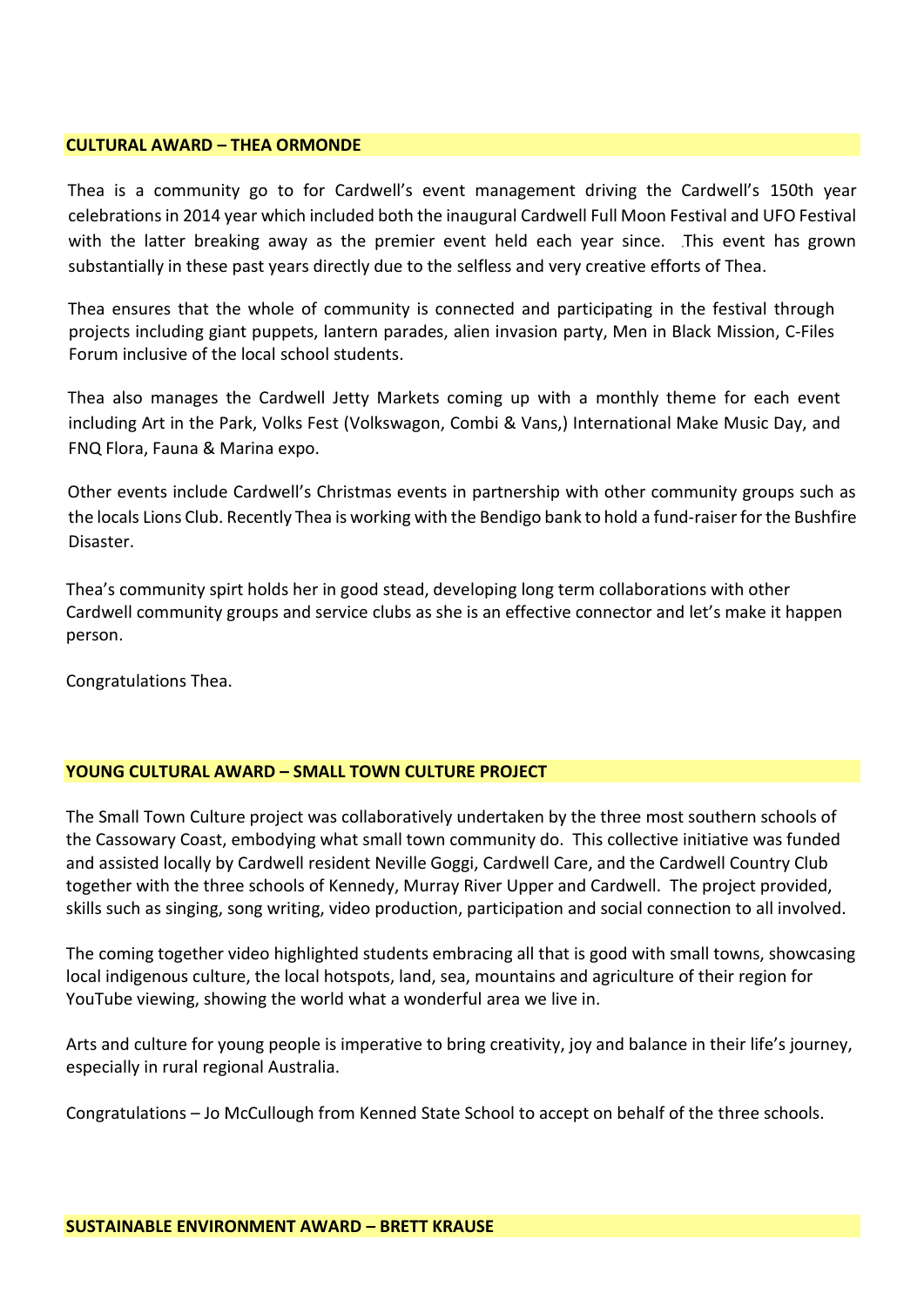**CULTURAL AWARD – THEA ORMONDE**

Thea is a community go to for Cardwell's event management driving the Cardwell's 150th year celebrations in 2014 year which included both the inaugural Cardwell Full Moon Festival and UFO Festival with the latter breaking away as the premier event held each year since. This event has grown substantially in these past years directly due to the selfless and very creative efforts of Thea.

Thea ensures that the whole of community is connected and participating in the festival through projects including giant puppets, lantern parades, alien invasion party, Men in Black Mission, C-Files Forum inclusive of the local school students.

Thea also manages the Cardwell Jetty Markets coming up with a monthly theme for each event including Art in the Park, Volks Fest (Volkswagon, Combi & Vans,) International Make Music Day, and FNQ Flora, Fauna & Marina expo.

Other events include Cardwell's Christmas events in partnership with other community groups such as the locals Lions Club. Recently Thea is working with the Bendigo bank to hold a fund-raiser for the Bushfire Disaster.

Thea's community spirt holds her in good stead, developing long term collaborations with other Cardwell community groups and service clubs as she is an effective connector and let's make it happen person.

Congratulations Thea.

**YOUNG CULTURAL AWARD – SMALL TOWN CULTURE PROJECT**

The Small Town Culture project was collaboratively undertaken by the three most southern schools of the Cassowary Coast, embodying what small town community do. This collective initiative was funded and assisted locally by Cardwell resident Neville Goggi, Cardwell Care, and the Cardwell Country Club together with the three schools of Kennedy, Murray River Upper and Cardwell. The project provided, skills such as singing, song writing, video production, participation and social connection to all involved.

The coming together video highlighted students embracing all that is good with small towns, showcasing local indigenous culture, the local hotspots, land, sea, mountains and agriculture of their region for YouTube viewing, showing the world what a wonderful area we live in.

Arts and culture for young people is imperative to bring creativity, joy and balance in their life's journey, especially in rural regional Australia.

Congratulations – Jo McCullough from Kenned State School to accept on behalf of the three schools.

**SUSTAINABLE ENVIRONMENT AWARD – BRETT KRAUSE**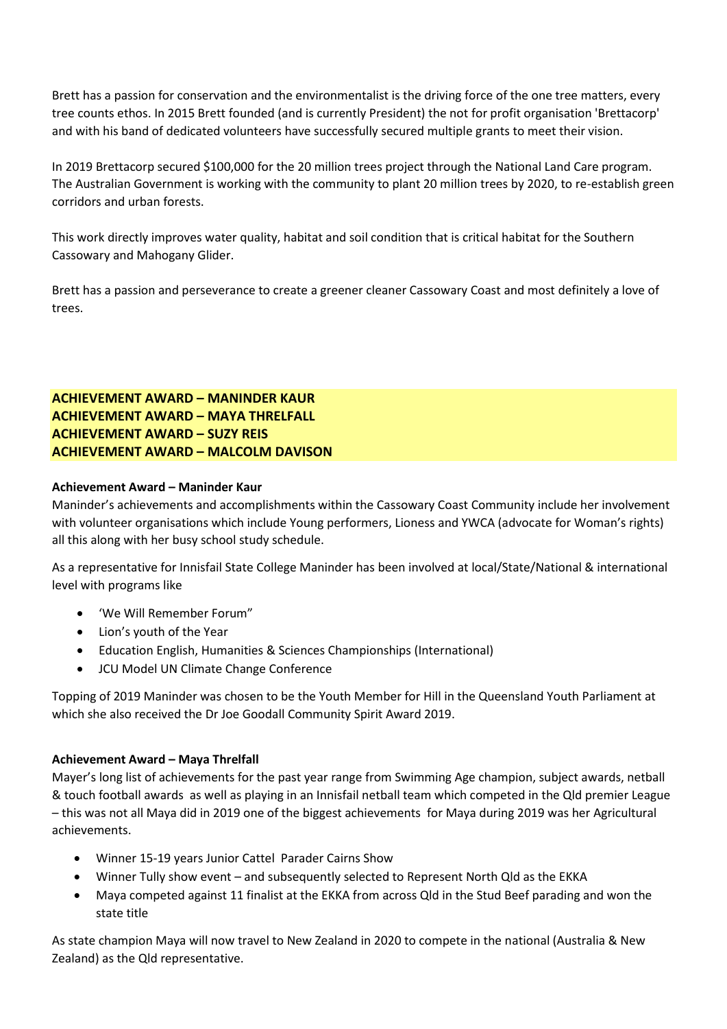Brett has a passion for conservation and the environmentalist is the driving force of the one tree matters, every tree counts ethos. In 2015 Brett founded (and is currently President) the not for profit organisation 'Brettacorp' and with his band of dedicated volunteers have successfully secured multiple grants to meet their vision.

In 2019 Brettacorp secured $100,000 for the 20 million trees project through the National Land Care program. The Australian Government is working with the community to plant 20 million trees by 2020, to re-establish green corridors and urban forests.

This work directly improves water quality, habitat and soil condition that is critical habitat for the Southern Cassowary and Mahogany Glider.

Brett has a passion and perseverance to create a greener cleaner Cassowary Coast and most definitely a love of trees.

**ACHIEVEMENT AWARD – MANINDER KAUR**
**ACHIEVEMENT AWARD – MAYA THRELFALL**
**ACHIEVEMENT AWARD – SUZY REIS**
**ACHIEVEMENT AWARD – MALCOLM DAVISON**

**Achievement Award – Maninder Kaur**

Maninder's achievements and accomplishments within the Cassowary Coast Community include her involvement with volunteer organisations which include Young performers, Lioness and YWCA (advocate for Woman's rights) all this along with her busy school study schedule.

As a representative for Innisfail State College Maninder has been involved at local/State/National & international level with programs like

- 'We Will Remember Forum"
- Lion's youth of the Year
- Education English, Humanities & Sciences Championships (International)
- JCU Model UN Climate Change Conference

Topping of 2019 Maninder was chosen to be the Youth Member for Hill in the Queensland Youth Parliament at which she also received the Dr Joe Goodall Community Spirit Award 2019.

**Achievement Award – Maya Threlfall**

Mayer's long list of achievements for the past year range from Swimming Age champion, subject awards, netball & touch football awards as well as playing in an Innisfail netball team which competed in the Qld premier League – this was not all Maya did in 2019 one of the biggest achievements for Maya during 2019 was her Agricultural achievements.

- Winner 15-19 years Junior Cattel Parader Cairns Show
- Winner Tully show event – and subsequently selected to Represent North Qld as the EKKA
- Maya competed against 11 finalist at the EKKA from across Qld in the Stud Beef parading and won the state title

As state champion Maya will now travel to New Zealand in 2020 to compete in the national (Australia & New Zealand) as the Qld representative.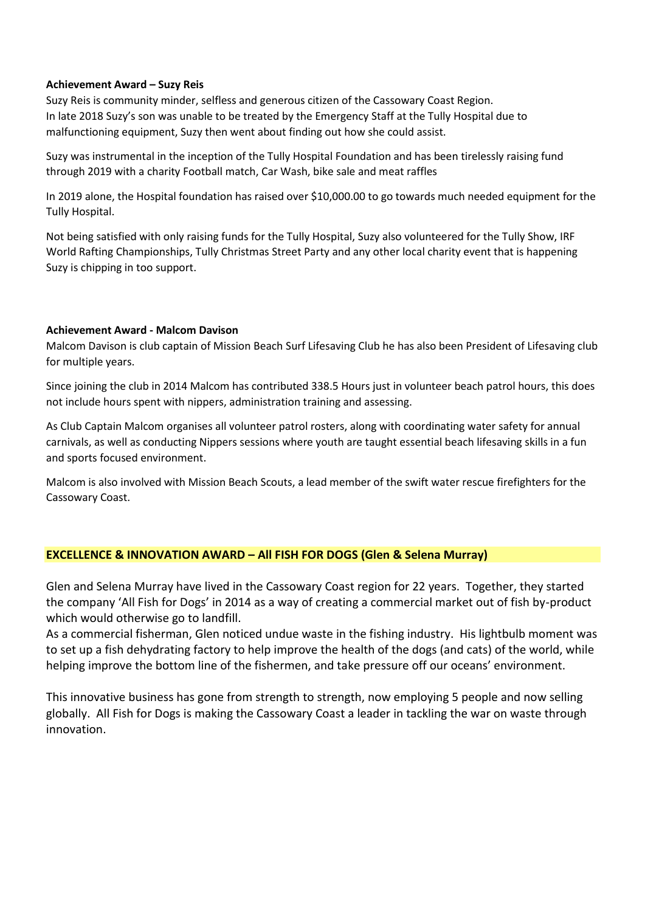**Achievement Award – Suzy Reis**

Suzy Reis is community minder, selfless and generous citizen of the Cassowary Coast Region.
In late 2018 Suzy's son was unable to be treated by the Emergency Staff at the Tully Hospital due to malfunctioning equipment, Suzy then went about finding out how she could assist.

Suzy was instrumental in the inception of the Tully Hospital Foundation and has been tirelessly raising fund through 2019 with a charity Football match, Car Wash, bike sale and meat raffles

In 2019 alone, the Hospital foundation has raised over $10,000.00 to go towards much needed equipment for the Tully Hospital.

Not being satisfied with only raising funds for the Tully Hospital, Suzy also volunteered for the Tully Show, IRF World Rafting Championships, Tully Christmas Street Party and any other local charity event that is happening Suzy is chipping in too support.

**Achievement Award - Malcom Davison**

Malcom Davison is club captain of Mission Beach Surf Lifesaving Club he has also been President of Lifesaving club for multiple years.

Since joining the club in 2014 Malcom has contributed 338.5 Hours just in volunteer beach patrol hours, this does not include hours spent with nippers, administration training and assessing.

As Club Captain Malcom organises all volunteer patrol rosters, along with coordinating water safety for annual carnivals, as well as conducting Nippers sessions where youth are taught essential beach lifesaving skills in a fun and sports focused environment.

Malcom is also involved with Mission Beach Scouts, a lead member of the swift water rescue firefighters for the Cassowary Coast.

**EXCELLENCE & INNOVATION AWARD – All FISH FOR DOGS (Glen & Selena Murray)**

Glen and Selena Murray have lived in the Cassowary Coast region for 22 years. Together, they started the company 'All Fish for Dogs' in 2014 as a way of creating a commercial market out of fish by-product which would otherwise go to landfill.
As a commercial fisherman, Glen noticed undue waste in the fishing industry. His lightbulb moment was to set up a fish dehydrating factory to help improve the health of the dogs (and cats) of the world, while helping improve the bottom line of the fishermen, and take pressure off our oceans' environment.

This innovative business has gone from strength to strength, now employing 5 people and now selling globally. All Fish for Dogs is making the Cassowary Coast a leader in tackling the war on waste through innovation.